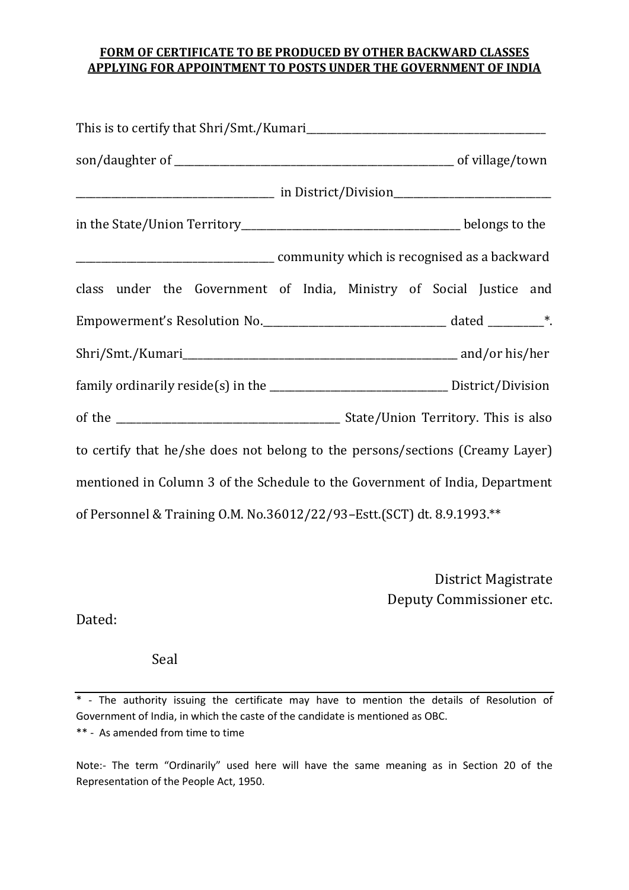**FORM OF CERTIFICATE TO BE PRODUCED BY OTHER BACKWARD CLASSES APPLYING FOR APPOINTMENT TO POSTS UNDER THE GOVERNMENT OF INDIA**

This is to certify that Shri/Smt./Kumari_______________________________________________ son/daughter of _______________________________________________________ of village/town _______________________________________ in District/Division______________________________ in the State/Union Territory___________________________________________ belongs to the _______________________________________ community which is recognised as a backward class under the Government of India, Ministry of Social Justice and Empowerment's Resolution No.____________________________________ dated ___________*. Shri/Smt./Kumari_______________________________________________________ and/or his/her family ordinarily reside(s) in the ___________________________________ District/Division of the ____________________________________________ State/Union Territory. This is also to certify that he/she does not belong to the persons/sections (Creamy Layer) mentioned in Column 3 of the Schedule to the Government of India, Department of Personnel & Training O.M. No.36012/22/93–Estt.(SCT) dt. 8.9.1993.**

District Magistrate
Deputy Commissioner etc.

Dated:

Seal

---

* - The authority issuing the certificate may have to mention the details of Resolution of Government of India, in which the caste of the candidate is mentioned as OBC.

** - As amended from time to time

Note:- The term "Ordinarily" used here will have the same meaning as in Section 20 of the Representation of the People Act, 1950.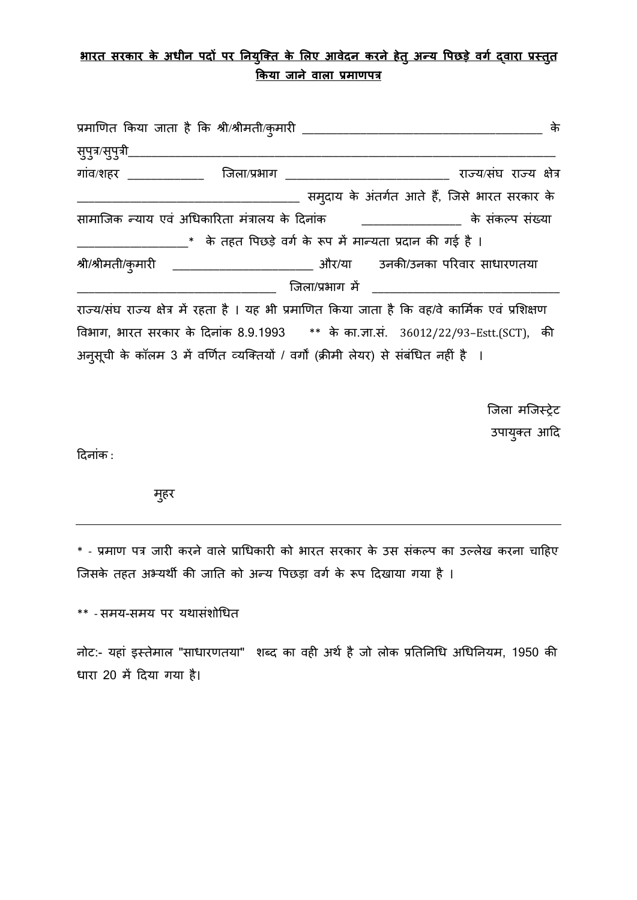**भारत सरकार के अधीन पदों पर नियुक्ति के लिए आवेदन करने हेतु अन्य पिछड़े वर्ग द्वारा प्रस्तुत किया जाने वाला प्रमाणपत्र**

प्रमाणित किया जाता है कि श्री/श्रीमती/कुमारी ________________________________________ के सुपुत्र/सुपुत्री_________________________________________________________________________ गांव/शहर ____________ जिला/प्रभाग __________________________ राज्य/संघ राज्य क्षेत्र ___________________________________ समुदाय के अंतर्गत आते हैं, जिसे भारत सरकार के सामाजिक न्याय एवं अधिकारिता मंत्रालय के दिनांक ________________ के संकल्प संख्या _________________* के तहत पिछड़े वर्ग के रूप में मान्यता प्रदान की गई है । श्री/श्रीमती/कुमारी _______________________ और/या उनकी/उनका परिवार साधारणतया ______________________________ जिला/प्रभाग में ______________________________ राज्य/संघ राज्य क्षेत्र में रहता है । यह भी प्रमाणित किया जाता है कि वह/वे कार्मिक एवं प्रशिक्षण विभाग, भारत सरकार के दिनांक 8.9.1993 ** के का.ज्ञा.सं. 36012/22/93–Estt.(SCT), की अनुसूची के कॉलम 3 में वर्णित व्यक्तियों / वर्गों (क्रीमी लेयर) से संबंधित नहीं है ।

जिला मजिस्ट्रेट
उपायुक्त आदि

दिनांक :

मुहर

---

* - प्रमाण पत्र जारी करने वाले प्राधिकारी को भारत सरकार के उस संकल्प का उल्लेख करना चाहिए जिसके तहत अभ्यर्थी की जाति को अन्य पिछड़ा वर्ग के रूप दिखाया गया है ।

** - समय-समय पर यथासंशोधित

नोट:- यहां इस्तेमाल "साधारणतया" शब्द का वही अर्थ है जो लोक प्रतिनिधि अधिनियम, 1950 की धारा 20 में दिया गया है।